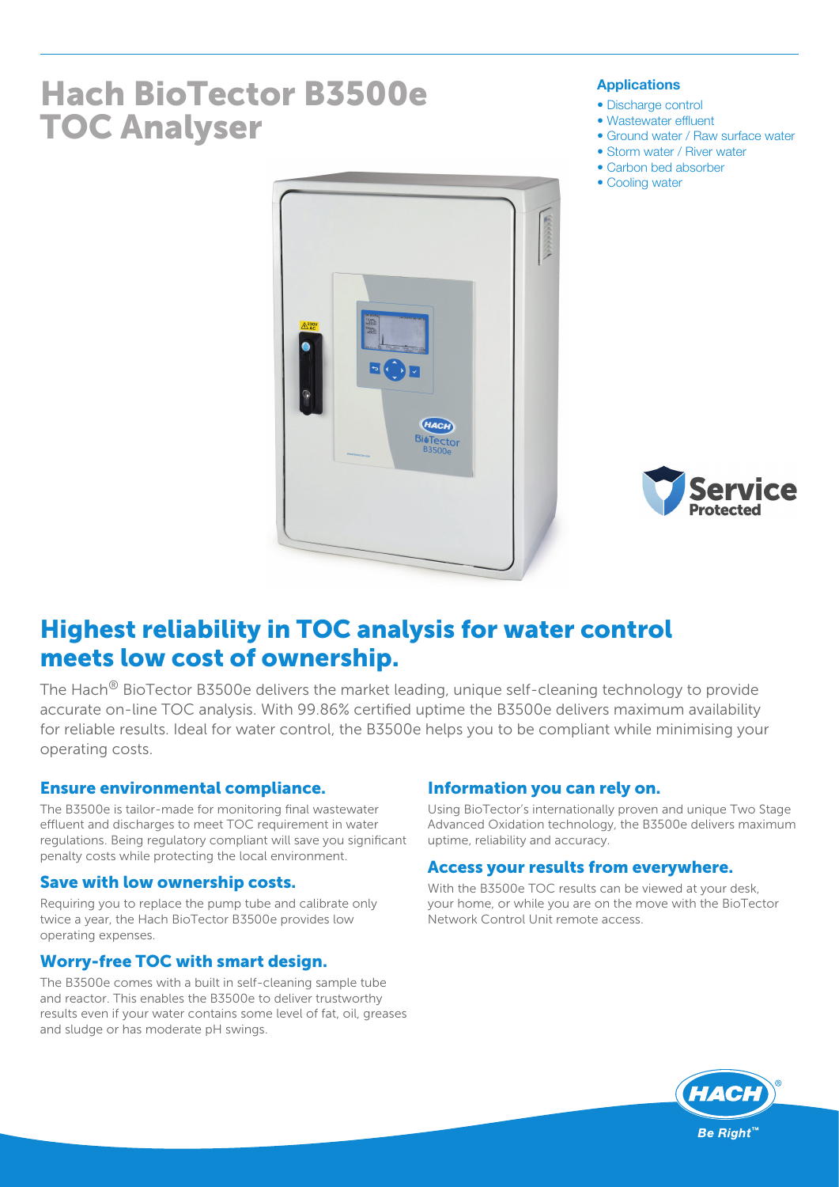# Hach BioTector B3500e TOC Analyser

### Applications

- Discharge control
- Wastewater effluent
- Ground water / Raw surface water
- Storm water / River water
- Carbon bed absorber
- Cooling water

## Highest reliability in TOC analysis for water control meets low cost of ownership.

The Hach® BioTector B3500e delivers the market leading, unique self-cleaning technology to provide accurate on-line TOC analysis. With 99.86% certified uptime the B3500e delivers maximum availability for reliable results. Ideal for water control, the B3500e helps you to be compliant while minimising your operating costs.

### Ensure environmental compliance.

The B3500e is tailor-made for monitoring final wastewater effluent and discharges to meet TOC requirement in water regulations. Being regulatory compliant will save you significant penalty costs while protecting the local environment.

### Save with low ownership costs.

Requiring you to replace the pump tube and calibrate only twice a year, the Hach BioTector B3500e provides low operating expenses.

### Worry-free TOC with smart design.

The B3500e comes with a built in self-cleaning sample tube and reactor. This enables the B3500e to deliver trustworthy results even if your water contains some level of fat, oil, greases and sludge or has moderate pH swings.

### Information you can rely on.

Using BioTector's internationally proven and unique Two Stage Advanced Oxidation technology, the B3500e delivers maximum uptime, reliability and accuracy.

### Access your results from everywhere.

With the B3500e TOC results can be viewed at your desk, your home, or while you are on the move with the BioTector Network Control Unit remote access.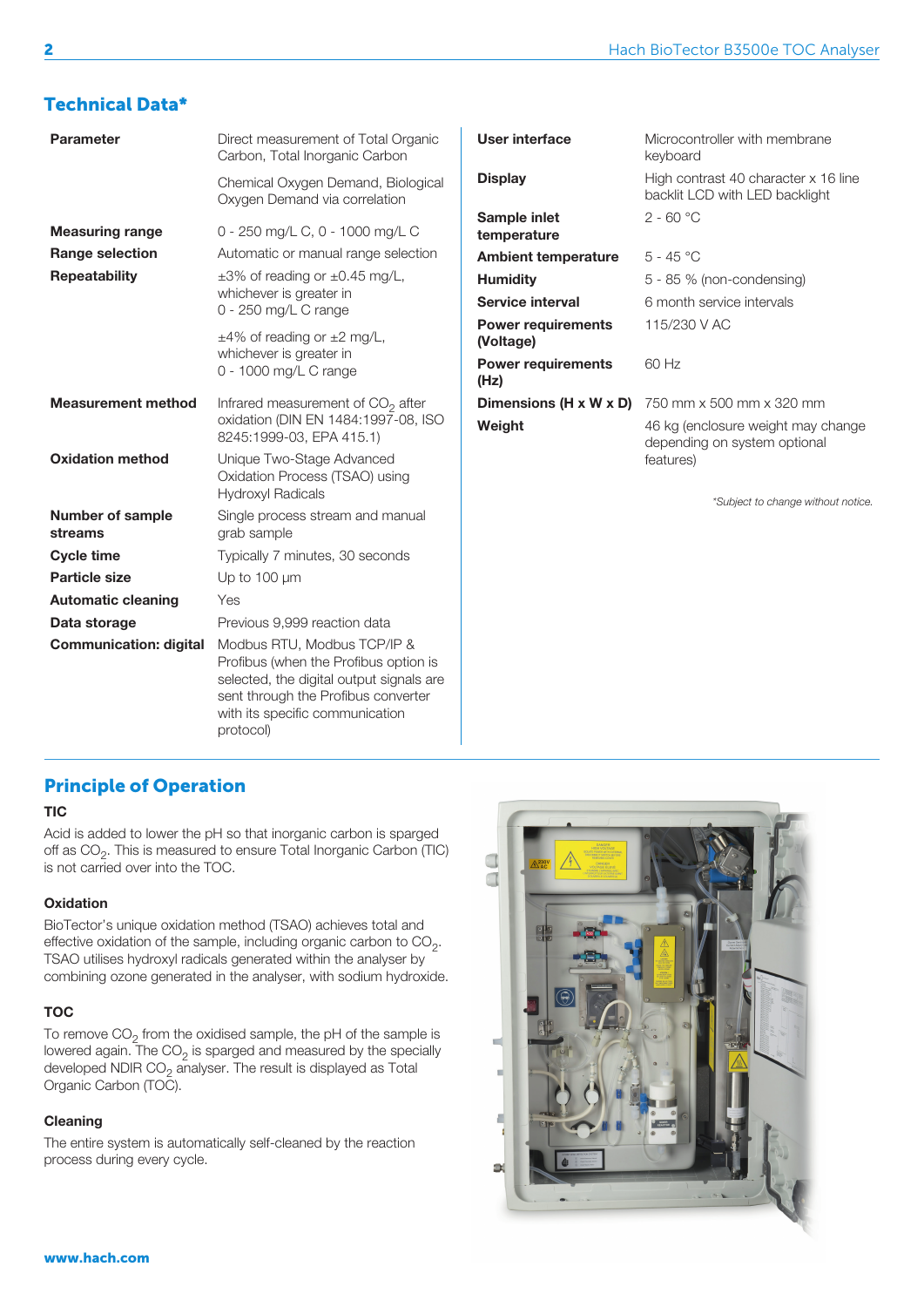## Technical Data*

| | |
|---|---|
| **Parameter** | Direct measurement of Total Organic Carbon, Total Inorganic Carbon<br>Chemical Oxygen Demand, Biological Oxygen Demand via correlation |
| **Measuring range** | 0 - 250 mg/L C, 0 - 1000 mg/L C |
| **Range selection** | Automatic or manual range selection |
| **Repeatability** | ±3% of reading or ±0.45 mg/L, whichever is greater in 0 - 250 mg/L C range<br>±4% of reading or ±2 mg/L, whichever is greater in 0 - 1000 mg/L C range |
| **Measurement method** | Infrared measurement of $CO_2$ after oxidation (DIN EN 1484:1997-08, ISO 8245:1999-03, EPA 415.1) |
| **Oxidation method** | Unique Two-Stage Advanced Oxidation Process (TSAO) using Hydroxyl Radicals |
| **Number of sample streams** | Single process stream and manual grab sample |
| **Cycle time** | Typically 7 minutes, 30 seconds |
| **Particle size** | Up to 100 µm |
| **Automatic cleaning** | Yes |
| **Data storage** | Previous 9,999 reaction data |
| **Communication: digital** | Modbus RTU, Modbus TCP/IP & Profibus (when the Profibus option is selected, the digital output signals are sent through the Profibus converter with its specific communication protocol) |
| **User interface** | Microcontroller with membrane keyboard |
| **Display** | High contrast 40 character x 16 line backlit LCD with LED backlight |
| **Sample inlet temperature** | 2 - 60 °C |
| **Ambient temperature** | 5 - 45 °C |
| **Humidity** | 5 - 85 % (non-condensing) |
| **Service interval** | 6 month service intervals |
| **Power requirements (Voltage)** | 115/230 V AC |
| **Power requirements (Hz)** | 60 Hz |
| **Dimensions (H x W x D)** | 750 mm x 500 mm x 320 mm |
| **Weight** | 46 kg (enclosure weight may change depending on system optional features) |

*\*Subject to change without notice.*

## Principle of Operation

### TIC

Acid is added to lower the pH so that inorganic carbon is sparged off as $CO_2$. This is measured to ensure Total Inorganic Carbon (TIC) is not carried over into the TOC.

### Oxidation

BioTector's unique oxidation method (TSAO) achieves total and effective oxidation of the sample, including organic carbon to $CO_2$. TSAO utilises hydroxyl radicals generated within the analyser by combining ozone generated in the analyser, with sodium hydroxide.

### TOC

To remove $CO_2$ from the oxidised sample, the pH of the sample is lowered again. The $CO_2$ is sparged and measured by the specially developed NDIR $CO_2$ analyser. The result is displayed as Total Organic Carbon (TOC).

### Cleaning

The entire system is automatically self-cleaned by the reaction process during every cycle.

**www.hach.com**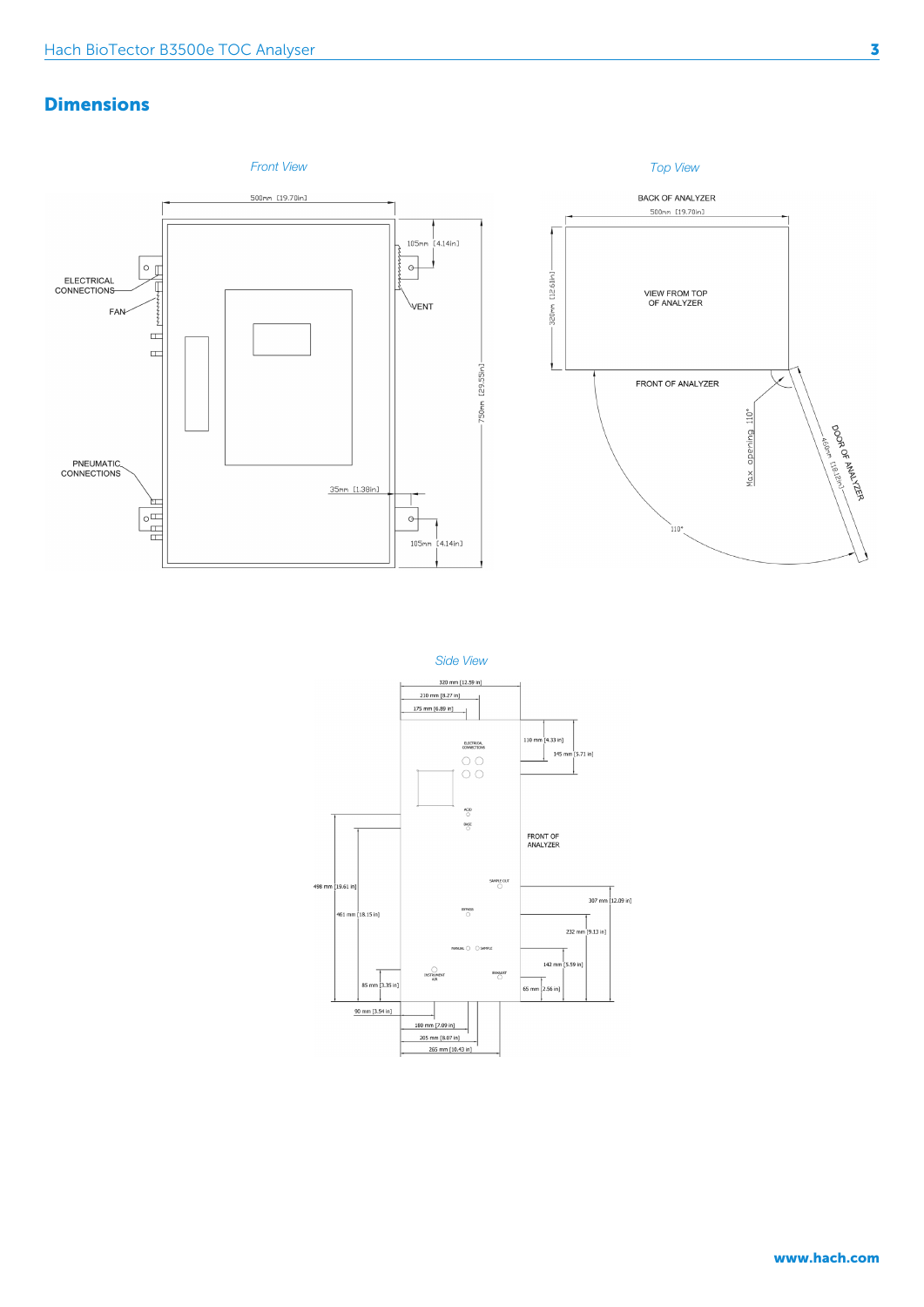## Dimensions

*Front View*

500mm [19.70in]

105mm [4.14in]

ELECTRICAL CONNECTIONS

FAN

VENT

750mm [29.55in]

PNEUMATIC CONNECTIONS

35mm [1.38in]

105mm [4.14in]

*Top View*

BACK OF ANALYZER

500mm [19.70in]

320mm [12.61in]

VIEW FROM TOP OF ANALYZER

FRONT OF ANALYZER

Max opening 110°

460mm [18.12in]

DOOR OF ANALYZER

110°

*Side View*

320 mm [12.59 in]

210 mm [8.27 in]

175 mm [6.89 in]

110 mm [4.33 in]

145 mm [5.71 in]

ELECTRICAL CONNECTIONS

ACID

BASE

FRONT OF ANALYZER

SAMPLE OUT

498 mm [19.61 in]

461 mm [18.15 in]

BYPASS

307 mm [12.09 in]

232 mm [9.13 in]

MANUAL SAMPLE

142 mm [5.59 in]

INSTRUMENT AIR

EXHAUST

85 mm [3.35 in]

65 mm [2.56 in]

90 mm [3.54 in]

180 mm [7.09 in]

205 mm [8.07 in]

265 mm [10.43 in]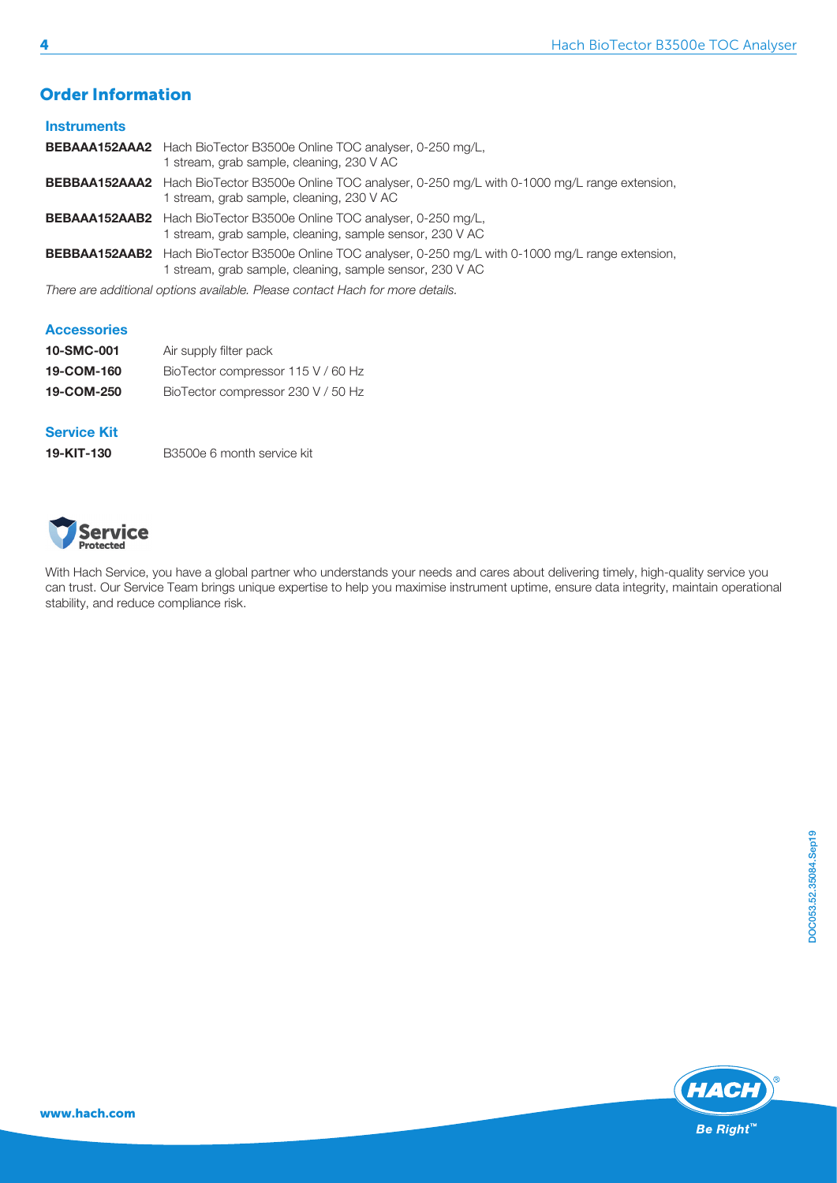## Order Information

### Instruments

| | |
|---|---|
| **BEBAAA152AAA2** | Hach BioTector B3500e Online TOC analyser, 0-250 mg/L, 1 stream, grab sample, cleaning, 230 V AC |
| **BEBBAA152AAA2** | Hach BioTector B3500e Online TOC analyser, 0-250 mg/L with 0-1000 mg/L range extension, 1 stream, grab sample, cleaning, 230 V AC |
| **BEBAAA152AAB2** | Hach BioTector B3500e Online TOC analyser, 0-250 mg/L, 1 stream, grab sample, cleaning, sample sensor, 230 V AC |
| **BEBBAA152AAB2** | Hach BioTector B3500e Online TOC analyser, 0-250 mg/L with 0-1000 mg/L range extension, 1 stream, grab sample, cleaning, sample sensor, 230 V AC |

*There are additional options available. Please contact Hach for more details.*

### Accessories

| | |
|---|---|
| **10-SMC-001** | Air supply filter pack |
| **19-COM-160** | BioTector compressor 115 V / 60 Hz |
| **19-COM-250** | BioTector compressor 230 V / 50 Hz |

### Service Kit

| | |
|---|---|
| **19-KIT-130** | B3500e 6 month service kit |

**Service** Protected

With Hach Service, you have a global partner who understands your needs and cares about delivering timely, high-quality service you can trust. Our Service Team brings unique expertise to help you maximise instrument uptime, ensure data integrity, maintain operational stability, and reduce compliance risk.

DOC053.52.35084.Sep19

**www.hach.com**

HACH® Be Right™